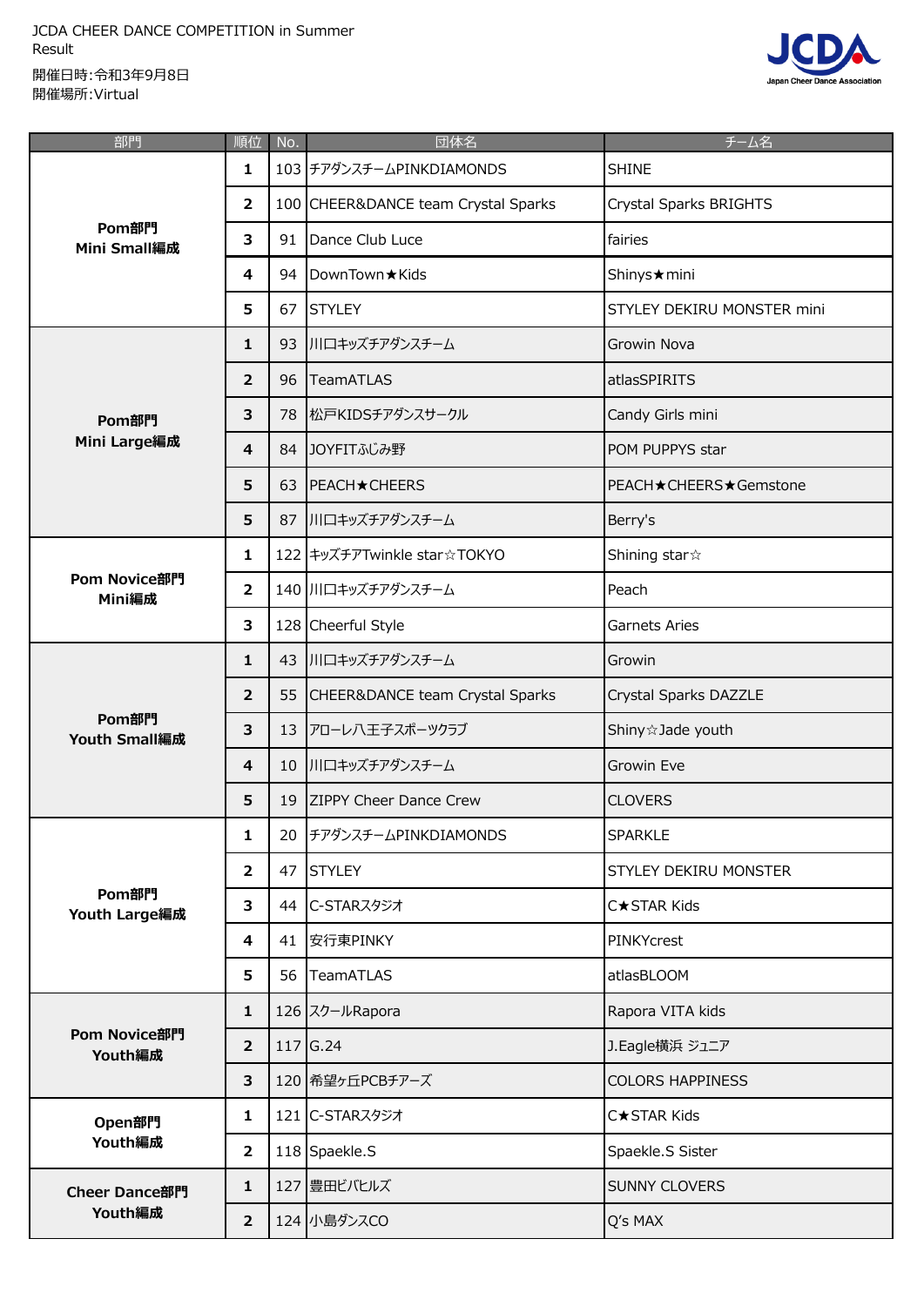JCDA CHEER DANCE COMPETITION in Summer
Result

開催日時:令和3年9月8日
開催場所:Virtual

| 部門 | 順位 | No. | 団体名 | チーム名 |
|---|---|---|---|---|
| **Pom部門 Mini Small編成** | **1** | 103 | チアダンスチームPINKDIAMONDS | SHINE |
| | **2** | 100 | CHEER&DANCE team Crystal Sparks | Crystal Sparks BRIGHTS |
| | **3** | 91 | Dance Club Luce | fairies |
| | **4** | 94 | DownTown★Kids | Shinys★mini |
| | **5** | 67 | STYLEY | STYLEY DEKIRU MONSTER mini |
| **Pom部門 Mini Large編成** | **1** | 93 | 川口キッズチアダンスチーム | Growin Nova |
| | **2** | 96 | TeamATLAS | atlasSPIRITS |
| | **3** | 78 | 松戸KIDSチアダンスサークル | Candy Girls mini |
| | **4** | 84 | JOYFITふじみ野 | POM PUPPYS star |
| | **5** | 63 | PEACH★CHEERS | PEACH★CHEERS★Gemstone |
| | **5** | 87 | 川口キッズチアダンスチーム | Berry's |
| **Pom Novice部門 Mini編成** | **1** | 122 | キッズチアTwinkle star☆TOKYO | Shining star☆ |
| | **2** | 140 | 川口キッズチアダンスチーム | Peach |
| | **3** | 128 | Cheerful Style | Garnets Aries |
| **Pom部門 Youth Small編成** | **1** | 43 | 川口キッズチアダンスチーム | Growin |
| | **2** | 55 | CHEER&DANCE team Crystal Sparks | Crystal Sparks DAZZLE |
| | **3** | 13 | アローレ八王子スポーツクラブ | Shiny☆Jade youth |
| | **4** | 10 | 川口キッズチアダンスチーム | Growin Eve |
| | **5** | 19 | ZIPPY Cheer Dance Crew | CLOVERS |
| **Pom部門 Youth Large編成** | **1** | 20 | チアダンスチームPINKDIAMONDS | SPARKLE |
| | **2** | 47 | STYLEY | STYLEY DEKIRU MONSTER |
| | **3** | 44 | C-STARスタジオ | C★STAR Kids |
| | **4** | 41 | 安行東PINKY | PINKYcrest |
| | **5** | 56 | TeamATLAS | atlasBLOOM |
| **Pom Novice部門 Youth編成** | **1** | 126 | スクールRapora | Rapora VITA kids |
| | **2** | 117 | G.24 | J.Eagle横浜 ジュニア |
| | **3** | 120 | 希望ヶ丘PCBチアーズ | COLORS HAPPINESS |
| **Open部門 Youth編成** | **1** | 121 | C-STARスタジオ | C★STAR Kids |
| | **2** | 118 | Spaekle.S | Spaekle.S Sister |
| **Cheer Dance部門 Youth編成** | **1** | 127 | 豊田ビバヒルズ | SUNNY CLOVERS |
| | **2** | 124 | 小島ダンスCO | Q's MAX |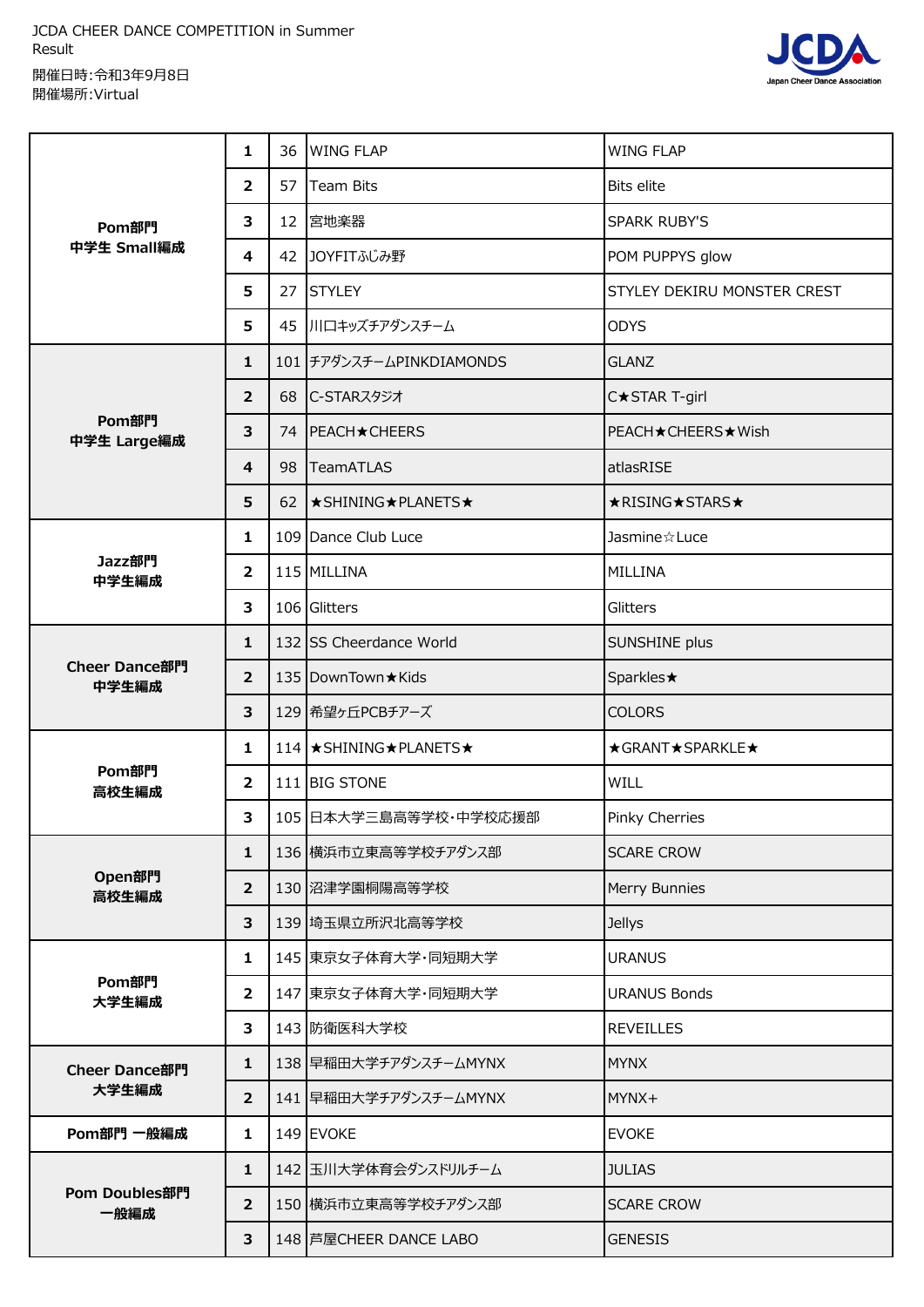JCDA CHEER DANCE COMPETITION in Summer
Result

開催日時:令和3年9月8日
開催場所:Virtual

| 部門 | 順位 | No. | チーム名 | 出場チーム名 |
|---|---|---|---|---|
| **Pom部門 中学生 Small編成** | 1 | 36 | WING FLAP | WING FLAP |
| | 2 | 57 | Team Bits | Bits elite |
| | 3 | 12 | 宮地楽器 | SPARK RUBY'S |
| | 4 | 42 | JOYFITふじみ野 | POM PUPPYS glow |
| | 5 | 27 | STYLEY | STYLEY DEKIRU MONSTER CREST |
| | 5 | 45 | 川口キッズチアダンスチーム | ODYS |
| **Pom部門 中学生 Large編成** | 1 | 101 | チアダンスチームPINKDIAMONDS | GLANZ |
| | 2 | 68 | C-STARスタジオ | C★STAR T-girl |
| | 3 | 74 | PEACH★CHEERS | PEACH★CHEERS★Wish |
| | 4 | 98 | TeamATLAS | atlasRISE |
| | 5 | 62 | ★SHINING★PLANETS★ | ★RISING★STARS★ |
| **Jazz部門 中学生編成** | 1 | 109 | Dance Club Luce | Jasmine☆Luce |
| | 2 | 115 | MILLINA | MILLINA |
| | 3 | 106 | Glitters | Glitters |
| **Cheer Dance部門 中学生編成** | 1 | 132 | SS Cheerdance World | SUNSHINE plus |
| | 2 | 135 | DownTown★Kids | Sparkles★ |
| | 3 | 129 | 希望ヶ丘PCBチアーズ | COLORS |
| **Pom部門 高校生編成** | 1 | 114 | ★SHINING★PLANETS★ | ★GRANT★SPARKLE★ |
| | 2 | 111 | BIG STONE | WILL |
| | 3 | 105 | 日本大学三島高等学校･中学校応援部 | Pinky Cherries |
| **Open部門 高校生編成** | 1 | 136 | 横浜市立東高等学校チアダンス部 | SCARE CROW |
| | 2 | 130 | 沼津学園桐陽高等学校 | Merry Bunnies |
| | 3 | 139 | 埼玉県立所沢北高等学校 | Jellys |
| **Pom部門 大学生編成** | 1 | 145 | 東京女子体育大学･同短期大学 | URANUS |
| | 2 | 147 | 東京女子体育大学･同短期大学 | URANUS Bonds |
| | 3 | 143 | 防衛医科大学校 | REVEILLES |
| **Cheer Dance部門 大学生編成** | 1 | 138 | 早稲田大学チアダンスチームMYNX | MYNX |
| | 2 | 141 | 早稲田大学チアダンスチームMYNX | MYNX+ |
| **Pom部門 一般編成** | 1 | 149 | EVOKE | EVOKE |
| **Pom Doubles部門 一般編成** | 1 | 142 | 玉川大学体育会ダンスドリルチーム | JULIAS |
| | 2 | 150 | 横浜市立東高等学校チアダンス部 | SCARE CROW |
| | 3 | 148 | 芦屋CHEER DANCE LABO | GENESIS |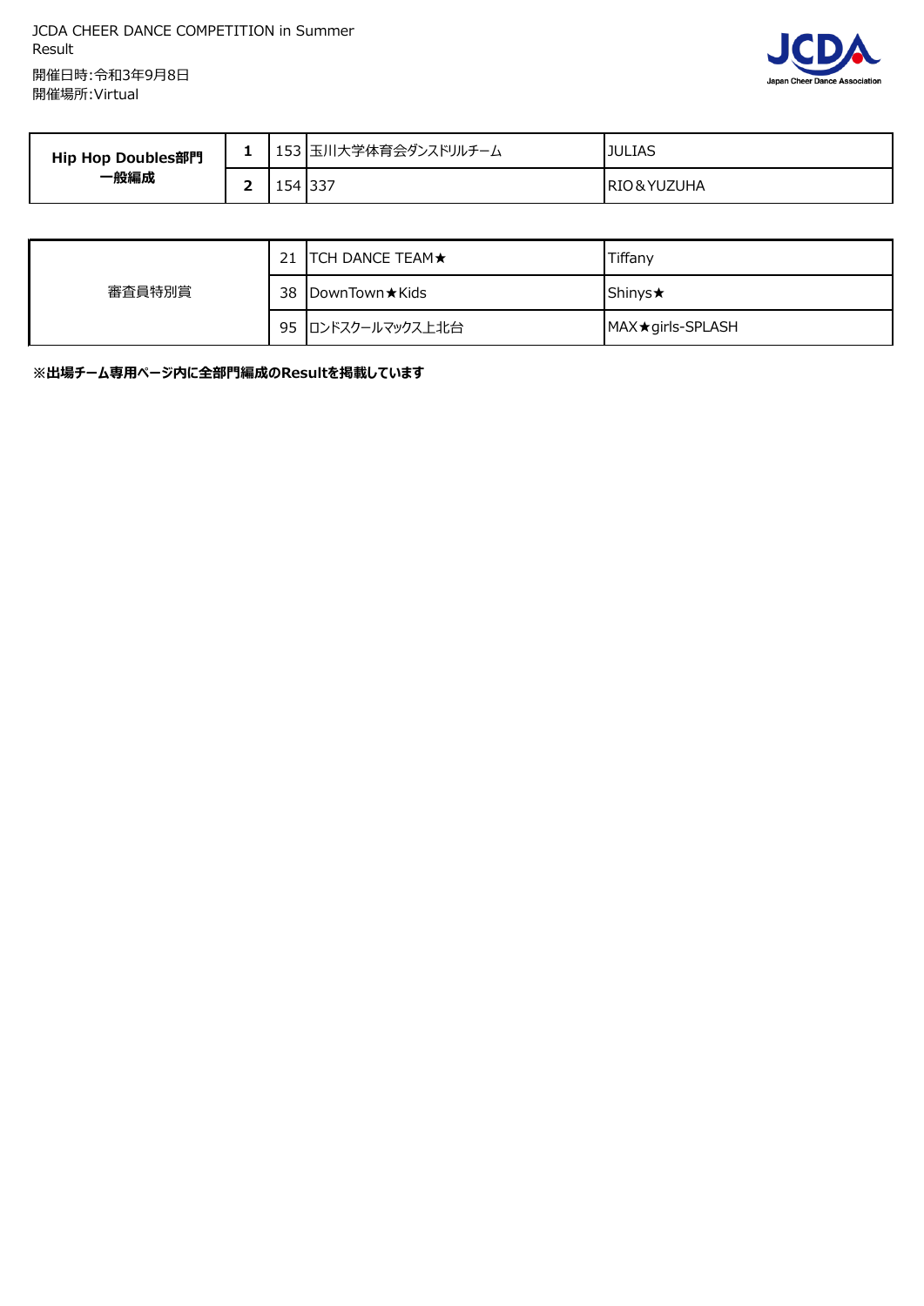JCDA CHEER DANCE COMPETITION in Summer
Result

開催日時:令和3年9月8日
開催場所:Virtual

| | | | | |
|---|---|---|---|---|
| **Hip Hop Doubles部門 一般編成** | **1** | 153 | 玉川大学体育会ダンスドリルチーム | JULIAS |
| | **2** | 154 | 337 | RIO＆YUZUHA |

| | | | |
|---|---|---|---|
| 審査員特別賞 | 21 | TCH DANCE TEAM★ | Tiffany |
| | 38 | DownTown★Kids | Shinys★ |
| | 95 | ロンドスクールマックス上北台 | MAX★girls-SPLASH |

**※出場チーム専用ページ内に全部門編成のResultを掲載しています**